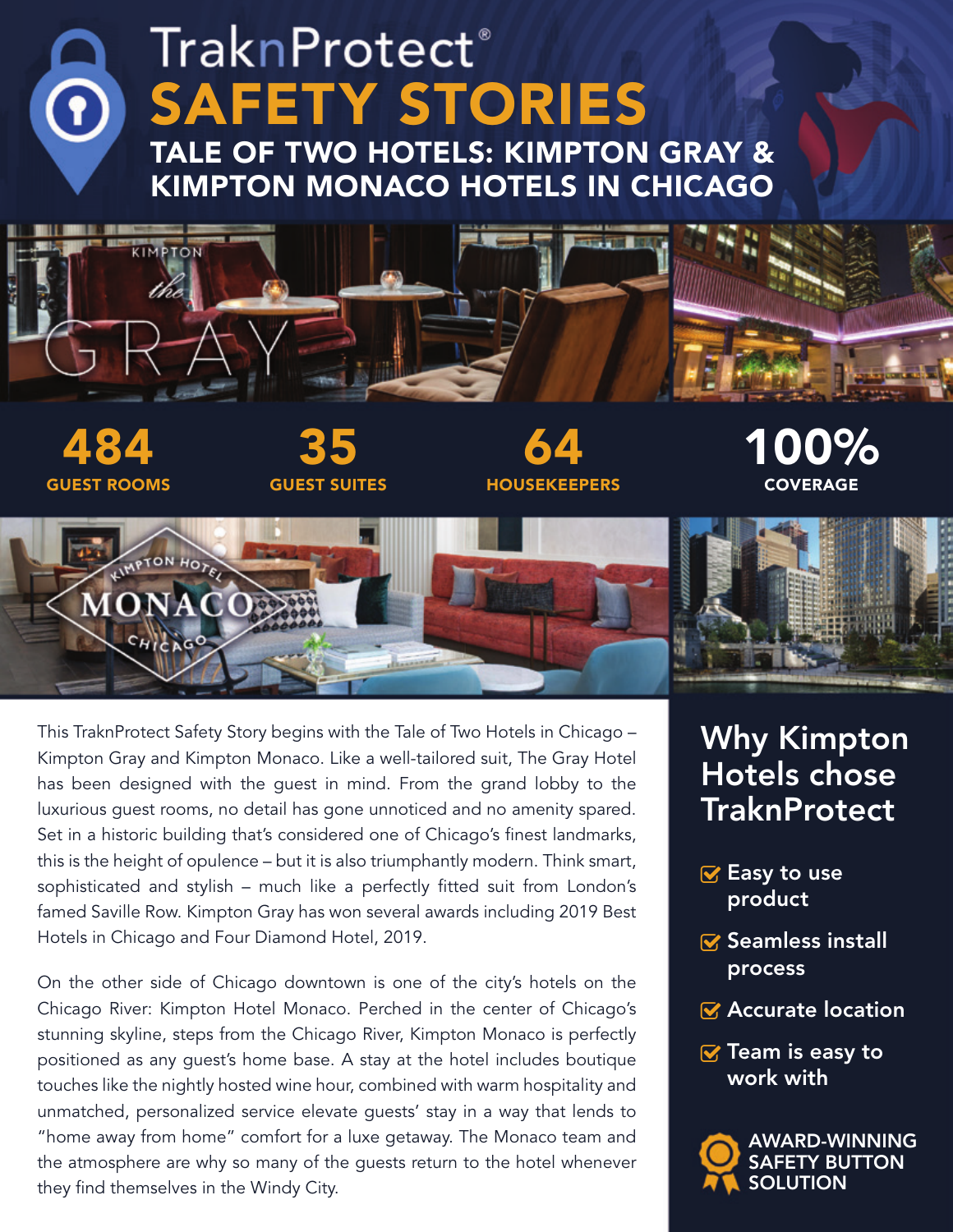# TraknProtect® SAFETY STORIES

## TALE OF TWO HOTELS: KIMPTON GRAY & KIMPTON MONACO HOTELS IN CHICAGO

**484** GUEST ROOMS

**35** GUEST SUITES

**64** HOUSEKEEPERS

**100%** COVERAGE

This TraknProtect Safety Story begins with the Tale of Two Hotels in Chicago – Kimpton Gray and Kimpton Monaco. Like a well-tailored suit, The Gray Hotel has been designed with the guest in mind. From the grand lobby to the luxurious guest rooms, no detail has gone unnoticed and no amenity spared. Set in a historic building that's considered one of Chicago's finest landmarks, this is the height of opulence – but it is also triumphantly modern. Think smart, sophisticated and stylish – much like a perfectly fitted suit from London's famed Saville Row. Kimpton Gray has won several awards including 2019 Best Hotels in Chicago and Four Diamond Hotel, 2019.

On the other side of Chicago downtown is one of the city's hotels on the Chicago River: Kimpton Hotel Monaco. Perched in the center of Chicago's stunning skyline, steps from the Chicago River, Kimpton Monaco is perfectly positioned as any guest's home base. A stay at the hotel includes boutique touches like the nightly hosted wine hour, combined with warm hospitality and unmatched, personalized service elevate guests' stay in a way that lends to "home away from home" comfort for a luxe getaway. The Monaco team and the atmosphere are why so many of the guests return to the hotel whenever they find themselves in the Windy City.

## Why Kimpton Hotels chose TraknProtect

- Easy to use product
- Seamless install process
- Accurate location
- Team is easy to work with

**AWARD-WINNING SAFETY BUTTON SOLUTION**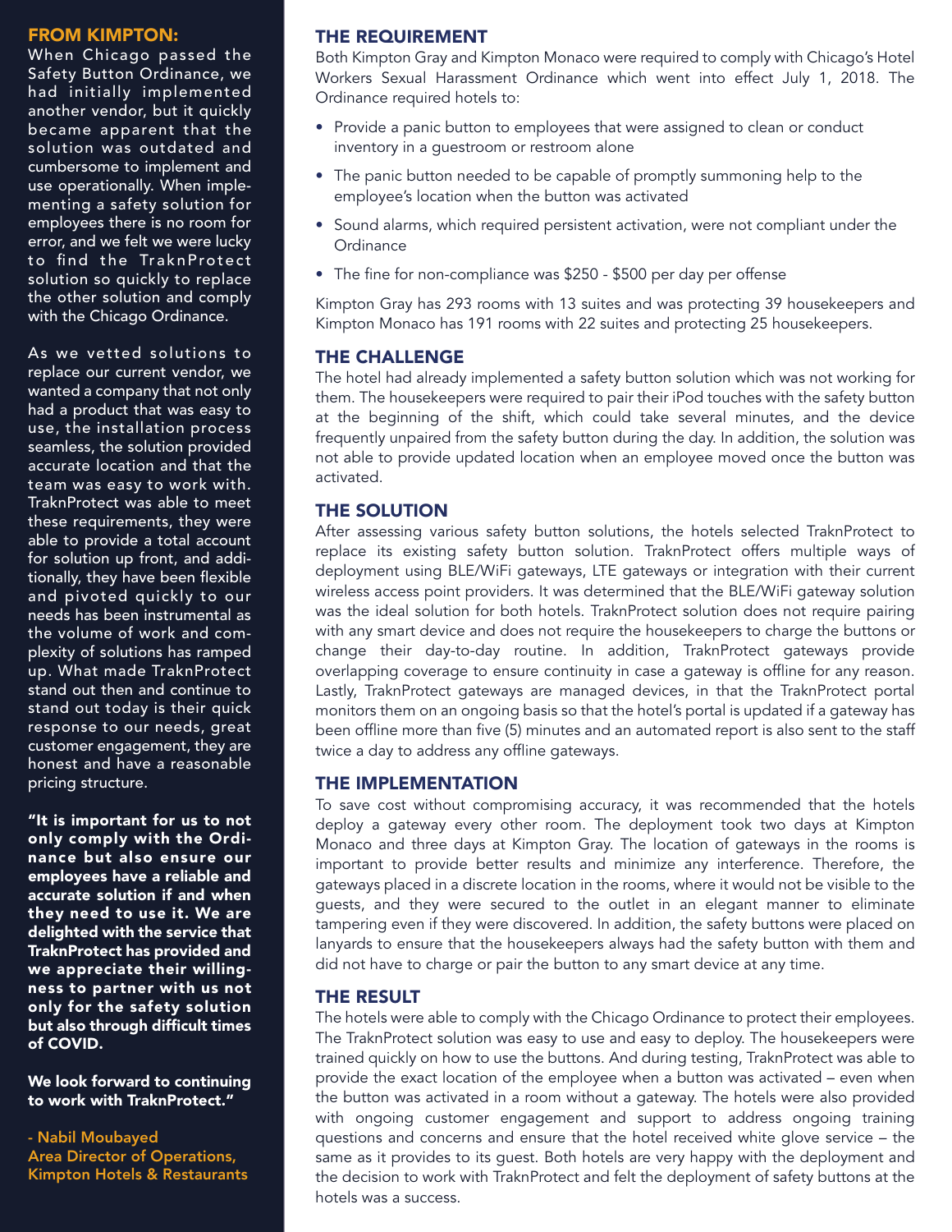## FROM KIMPTON:

When Chicago passed the Safety Button Ordinance, we had initially implemented another vendor, but it quickly became apparent that the solution was outdated and cumbersome to implement and use operationally. When implementing a safety solution for employees there is no room for error, and we felt we were lucky to find the TraknProtect solution so quickly to replace the other solution and comply with the Chicago Ordinance.

As we vetted solutions to replace our current vendor, we wanted a company that not only had a product that was easy to use, the installation process seamless, the solution provided accurate location and that the team was easy to work with. TraknProtect was able to meet these requirements, they were able to provide a total account for solution up front, and additionally, they have been flexible and pivoted quickly to our needs has been instrumental as the volume of work and complexity of solutions has ramped up. What made TraknProtect stand out then and continue to stand out today is their quick response to our needs, great customer engagement, they are honest and have a reasonable pricing structure.

**"It is important for us to not only comply with the Ordinance but also ensure our employees have a reliable and accurate solution if and when they need to use it. We are delighted with the service that TraknProtect has provided and we appreciate their willingness to partner with us not only for the safety solution but also through difficult times of COVID.**

**We look forward to continuing to work with TraknProtect."**

**- Nabil Moubayed**
**Area Director of Operations, Kimpton Hotels & Restaurants**

## THE REQUIREMENT

Both Kimpton Gray and Kimpton Monaco were required to comply with Chicago's Hotel Workers Sexual Harassment Ordinance which went into effect July 1, 2018. The Ordinance required hotels to:

- Provide a panic button to employees that were assigned to clean or conduct inventory in a guestroom or restroom alone
- The panic button needed to be capable of promptly summoning help to the employee's location when the button was activated
- Sound alarms, which required persistent activation, were not compliant under the Ordinance
- The fine for non-compliance was $250 - $500 per day per offense

Kimpton Gray has 293 rooms with 13 suites and was protecting 39 housekeepers and Kimpton Monaco has 191 rooms with 22 suites and protecting 25 housekeepers.

## THE CHALLENGE

The hotel had already implemented a safety button solution which was not working for them. The housekeepers were required to pair their iPod touches with the safety button at the beginning of the shift, which could take several minutes, and the device frequently unpaired from the safety button during the day. In addition, the solution was not able to provide updated location when an employee moved once the button was activated.

## THE SOLUTION

After assessing various safety button solutions, the hotels selected TraknProtect to replace its existing safety button solution. TraknProtect offers multiple ways of deployment using BLE/WiFi gateways, LTE gateways or integration with their current wireless access point providers. It was determined that the BLE/WiFi gateway solution was the ideal solution for both hotels. TraknProtect solution does not require pairing with any smart device and does not require the housekeepers to charge the buttons or change their day-to-day routine. In addition, TraknProtect gateways provide overlapping coverage to ensure continuity in case a gateway is offline for any reason. Lastly, TraknProtect gateways are managed devices, in that the TraknProtect portal monitors them on an ongoing basis so that the hotel's portal is updated if a gateway has been offline more than five (5) minutes and an automated report is also sent to the staff twice a day to address any offline gateways.

## THE IMPLEMENTATION

To save cost without compromising accuracy, it was recommended that the hotels deploy a gateway every other room. The deployment took two days at Kimpton Monaco and three days at Kimpton Gray. The location of gateways in the rooms is important to provide better results and minimize any interference. Therefore, the gateways placed in a discrete location in the rooms, where it would not be visible to the guests, and they were secured to the outlet in an elegant manner to eliminate tampering even if they were discovered. In addition, the safety buttons were placed on lanyards to ensure that the housekeepers always had the safety button with them and did not have to charge or pair the button to any smart device at any time.

## THE RESULT

The hotels were able to comply with the Chicago Ordinance to protect their employees. The TraknProtect solution was easy to use and easy to deploy. The housekeepers were trained quickly on how to use the buttons. And during testing, TraknProtect was able to provide the exact location of the employee when a button was activated – even when the button was activated in a room without a gateway. The hotels were also provided with ongoing customer engagement and support to address ongoing training questions and concerns and ensure that the hotel received white glove service – the same as it provides to its guest. Both hotels are very happy with the deployment and the decision to work with TraknProtect and felt the deployment of safety buttons at the hotels was a success.